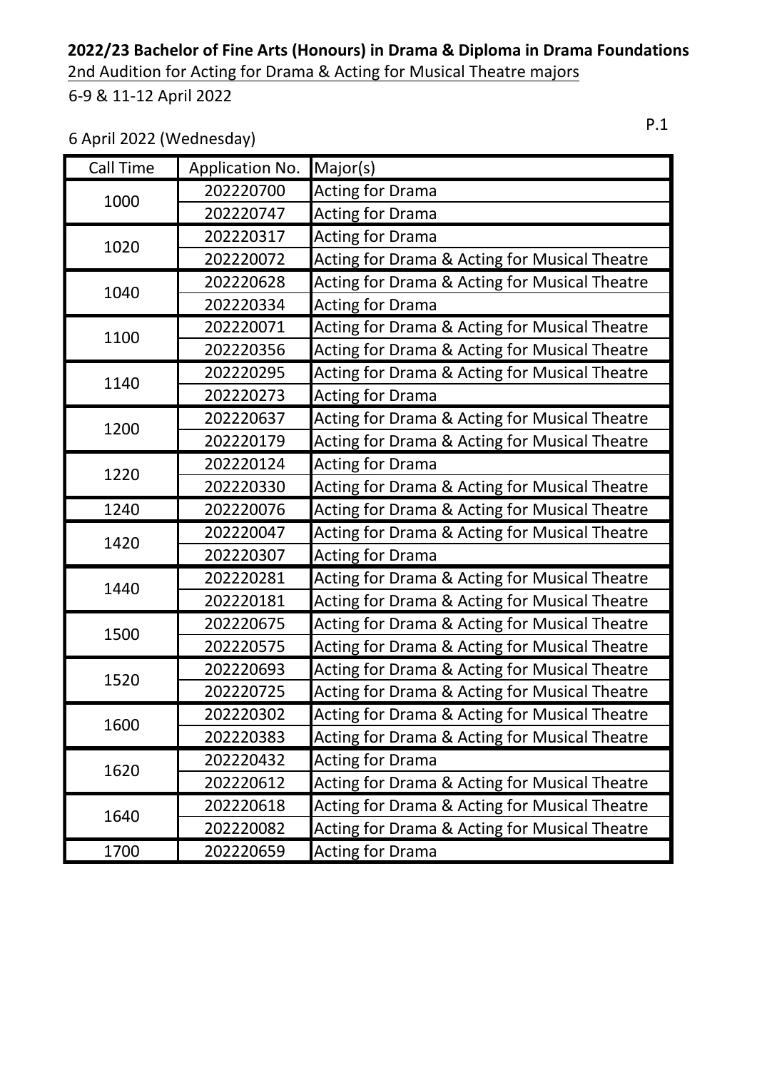**2022/23 Bachelor of Fine Arts (Honours) in Drama & Diploma in Drama Foundations**

2nd Audition for Acting for Drama & Acting for Musical Theatre majors

6-9 & 11-12 April 2022

6 April 2022 (Wednesday)

| Call Time | Application No. | Major(s) |
|---|---|---|
| 1000 | 202220700 | Acting for Drama |
| | 202220747 | Acting for Drama |
| 1020 | 202220317 | Acting for Drama |
| | 202220072 | Acting for Drama & Acting for Musical Theatre |
| 1040 | 202220628 | Acting for Drama & Acting for Musical Theatre |
| | 202220334 | Acting for Drama |
| 1100 | 202220071 | Acting for Drama & Acting for Musical Theatre |
| | 202220356 | Acting for Drama & Acting for Musical Theatre |
| 1140 | 202220295 | Acting for Drama & Acting for Musical Theatre |
| | 202220273 | Acting for Drama |
| 1200 | 202220637 | Acting for Drama & Acting for Musical Theatre |
| | 202220179 | Acting for Drama & Acting for Musical Theatre |
| 1220 | 202220124 | Acting for Drama |
| | 202220330 | Acting for Drama & Acting for Musical Theatre |
| 1240 | 202220076 | Acting for Drama & Acting for Musical Theatre |
| 1420 | 202220047 | Acting for Drama & Acting for Musical Theatre |
| | 202220307 | Acting for Drama |
| 1440 | 202220281 | Acting for Drama & Acting for Musical Theatre |
| | 202220181 | Acting for Drama & Acting for Musical Theatre |
| 1500 | 202220675 | Acting for Drama & Acting for Musical Theatre |
| | 202220575 | Acting for Drama & Acting for Musical Theatre |
| 1520 | 202220693 | Acting for Drama & Acting for Musical Theatre |
| | 202220725 | Acting for Drama & Acting for Musical Theatre |
| 1600 | 202220302 | Acting for Drama & Acting for Musical Theatre |
| | 202220383 | Acting for Drama & Acting for Musical Theatre |
| 1620 | 202220432 | Acting for Drama |
| | 202220612 | Acting for Drama & Acting for Musical Theatre |
| 1640 | 202220618 | Acting for Drama & Acting for Musical Theatre |
| | 202220082 | Acting for Drama & Acting for Musical Theatre |
| 1700 | 202220659 | Acting for Drama |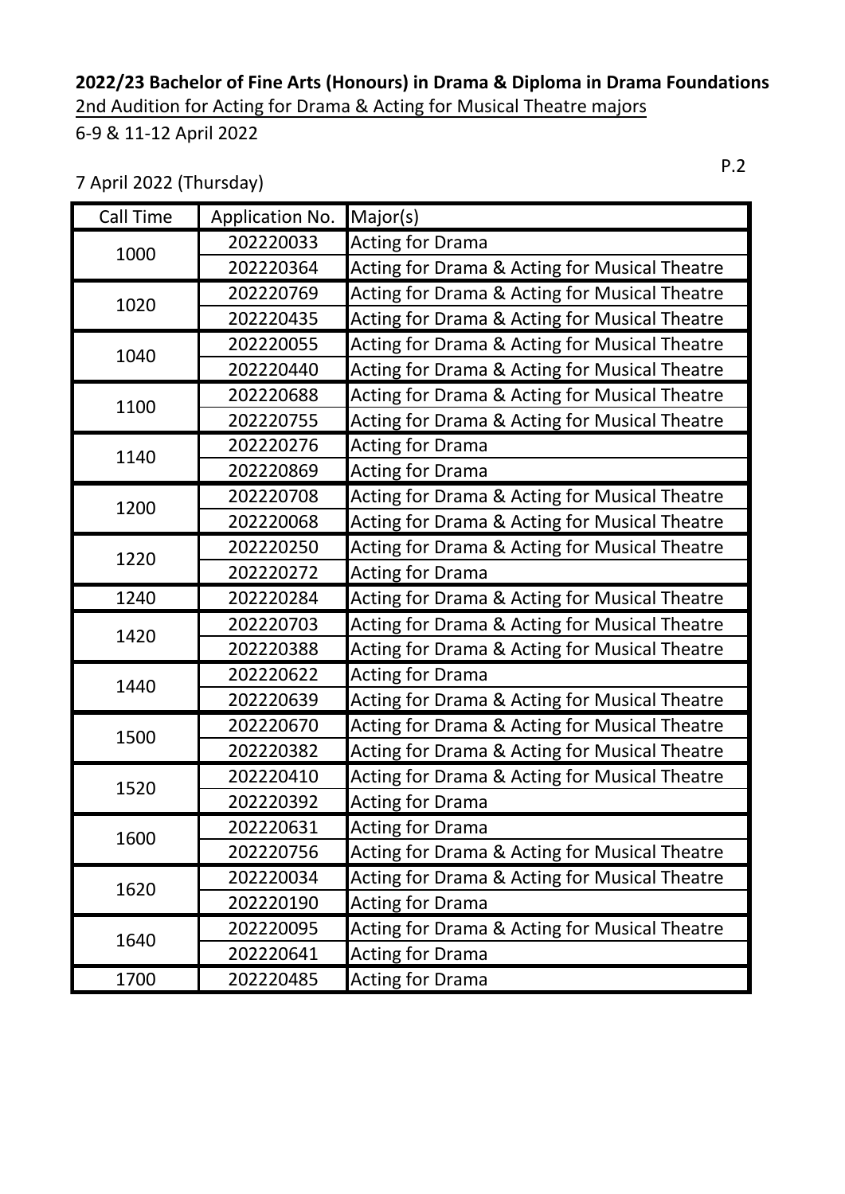**2022/23 Bachelor of Fine Arts (Honours) in Drama & Diploma in Drama Foundations**

2nd Audition for Acting for Drama & Acting for Musical Theatre majors

6-9 & 11-12 April 2022

7 April 2022 (Thursday)

| Call Time | Application No. | Major(s) |
|---|---|---|
| 1000 | 202220033 | Acting for Drama |
| | 202220364 | Acting for Drama & Acting for Musical Theatre |
| 1020 | 202220769 | Acting for Drama & Acting for Musical Theatre |
| | 202220435 | Acting for Drama & Acting for Musical Theatre |
| 1040 | 202220055 | Acting for Drama & Acting for Musical Theatre |
| | 202220440 | Acting for Drama & Acting for Musical Theatre |
| 1100 | 202220688 | Acting for Drama & Acting for Musical Theatre |
| | 202220755 | Acting for Drama & Acting for Musical Theatre |
| 1140 | 202220276 | Acting for Drama |
| | 202220869 | Acting for Drama |
| 1200 | 202220708 | Acting for Drama & Acting for Musical Theatre |
| | 202220068 | Acting for Drama & Acting for Musical Theatre |
| 1220 | 202220250 | Acting for Drama & Acting for Musical Theatre |
| | 202220272 | Acting for Drama |
| 1240 | 202220284 | Acting for Drama & Acting for Musical Theatre |
| 1420 | 202220703 | Acting for Drama & Acting for Musical Theatre |
| | 202220388 | Acting for Drama & Acting for Musical Theatre |
| 1440 | 202220622 | Acting for Drama |
| | 202220639 | Acting for Drama & Acting for Musical Theatre |
| 1500 | 202220670 | Acting for Drama & Acting for Musical Theatre |
| | 202220382 | Acting for Drama & Acting for Musical Theatre |
| 1520 | 202220410 | Acting for Drama & Acting for Musical Theatre |
| | 202220392 | Acting for Drama |
| 1600 | 202220631 | Acting for Drama |
| | 202220756 | Acting for Drama & Acting for Musical Theatre |
| 1620 | 202220034 | Acting for Drama & Acting for Musical Theatre |
| | 202220190 | Acting for Drama |
| 1640 | 202220095 | Acting for Drama & Acting for Musical Theatre |
| | 202220641 | Acting for Drama |
| 1700 | 202220485 | Acting for Drama |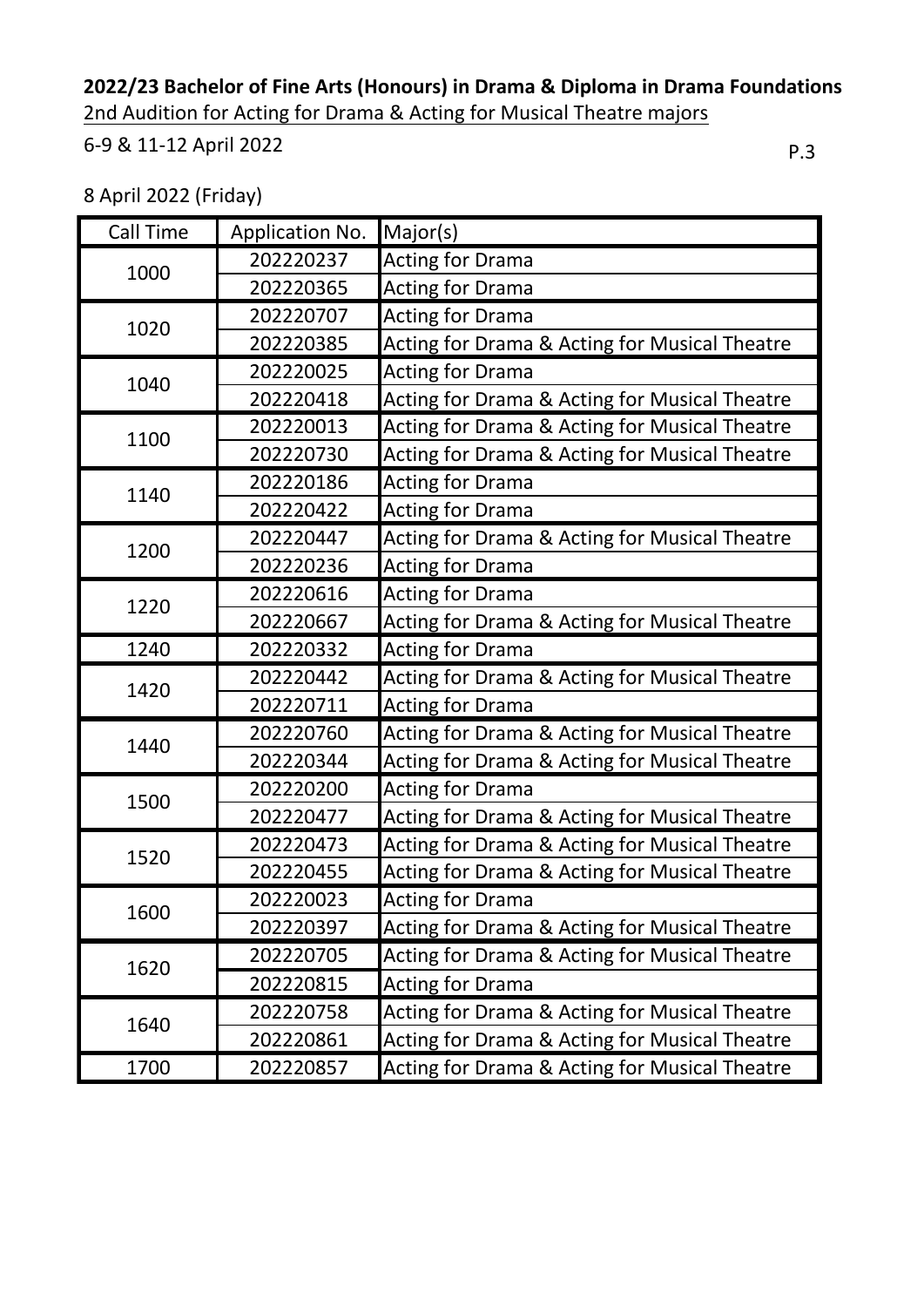**2022/23 Bachelor of Fine Arts (Honours) in Drama & Diploma in Drama Foundations**

2nd Audition for Acting for Drama & Acting for Musical Theatre majors

6-9 & 11-12 April 2022

8 April 2022 (Friday)

| Call Time | Application No. | Major(s) |
|---|---|---|
| 1000 | 202220237 | Acting for Drama |
| | 202220365 | Acting for Drama |
| 1020 | 202220707 | Acting for Drama |
| | 202220385 | Acting for Drama & Acting for Musical Theatre |
| 1040 | 202220025 | Acting for Drama |
| | 202220418 | Acting for Drama & Acting for Musical Theatre |
| 1100 | 202220013 | Acting for Drama & Acting for Musical Theatre |
| | 202220730 | Acting for Drama & Acting for Musical Theatre |
| 1140 | 202220186 | Acting for Drama |
| | 202220422 | Acting for Drama |
| 1200 | 202220447 | Acting for Drama & Acting for Musical Theatre |
| | 202220236 | Acting for Drama |
| 1220 | 202220616 | Acting for Drama |
| | 202220667 | Acting for Drama & Acting for Musical Theatre |
| 1240 | 202220332 | Acting for Drama |
| 1420 | 202220442 | Acting for Drama & Acting for Musical Theatre |
| | 202220711 | Acting for Drama |
| 1440 | 202220760 | Acting for Drama & Acting for Musical Theatre |
| | 202220344 | Acting for Drama & Acting for Musical Theatre |
| 1500 | 202220200 | Acting for Drama |
| | 202220477 | Acting for Drama & Acting for Musical Theatre |
| 1520 | 202220473 | Acting for Drama & Acting for Musical Theatre |
| | 202220455 | Acting for Drama & Acting for Musical Theatre |
| 1600 | 202220023 | Acting for Drama |
| | 202220397 | Acting for Drama & Acting for Musical Theatre |
| 1620 | 202220705 | Acting for Drama & Acting for Musical Theatre |
| | 202220815 | Acting for Drama |
| 1640 | 202220758 | Acting for Drama & Acting for Musical Theatre |
| | 202220861 | Acting for Drama & Acting for Musical Theatre |
| 1700 | 202220857 | Acting for Drama & Acting for Musical Theatre |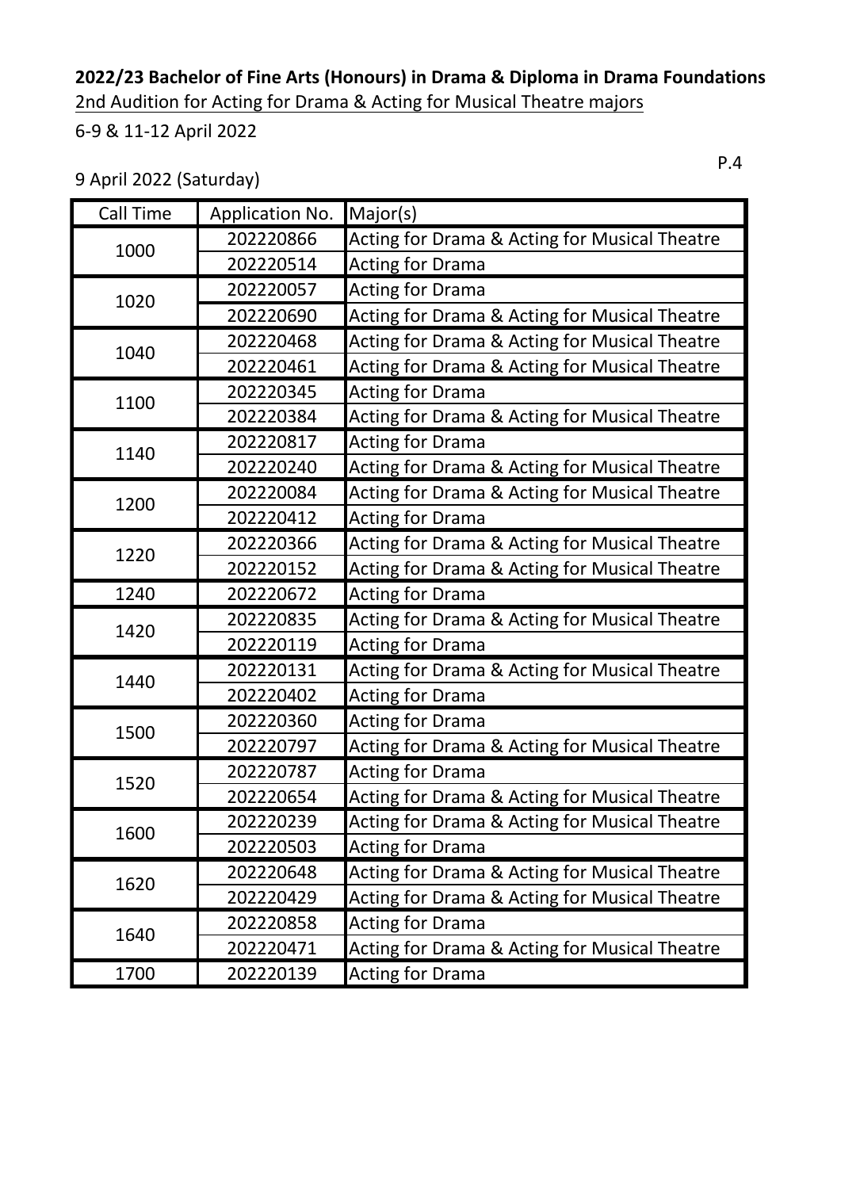**2022/23 Bachelor of Fine Arts (Honours) in Drama & Diploma in Drama Foundations**

2nd Audition for Acting for Drama & Acting for Musical Theatre majors

6-9 & 11-12 April 2022

9 April 2022 (Saturday)

| Call Time | Application No. | Major(s) |
|---|---|---|
| 1000 | 202220866 | Acting for Drama & Acting for Musical Theatre |
| | 202220514 | Acting for Drama |
| 1020 | 202220057 | Acting for Drama |
| | 202220690 | Acting for Drama & Acting for Musical Theatre |
| 1040 | 202220468 | Acting for Drama & Acting for Musical Theatre |
| | 202220461 | Acting for Drama & Acting for Musical Theatre |
| 1100 | 202220345 | Acting for Drama |
| | 202220384 | Acting for Drama & Acting for Musical Theatre |
| 1140 | 202220817 | Acting for Drama |
| | 202220240 | Acting for Drama & Acting for Musical Theatre |
| 1200 | 202220084 | Acting for Drama & Acting for Musical Theatre |
| | 202220412 | Acting for Drama |
| 1220 | 202220366 | Acting for Drama & Acting for Musical Theatre |
| | 202220152 | Acting for Drama & Acting for Musical Theatre |
| 1240 | 202220672 | Acting for Drama |
| 1420 | 202220835 | Acting for Drama & Acting for Musical Theatre |
| | 202220119 | Acting for Drama |
| 1440 | 202220131 | Acting for Drama & Acting for Musical Theatre |
| | 202220402 | Acting for Drama |
| 1500 | 202220360 | Acting for Drama |
| | 202220797 | Acting for Drama & Acting for Musical Theatre |
| 1520 | 202220787 | Acting for Drama |
| | 202220654 | Acting for Drama & Acting for Musical Theatre |
| 1600 | 202220239 | Acting for Drama & Acting for Musical Theatre |
| | 202220503 | Acting for Drama |
| 1620 | 202220648 | Acting for Drama & Acting for Musical Theatre |
| | 202220429 | Acting for Drama & Acting for Musical Theatre |
| 1640 | 202220858 | Acting for Drama |
| | 202220471 | Acting for Drama & Acting for Musical Theatre |
| 1700 | 202220139 | Acting for Drama |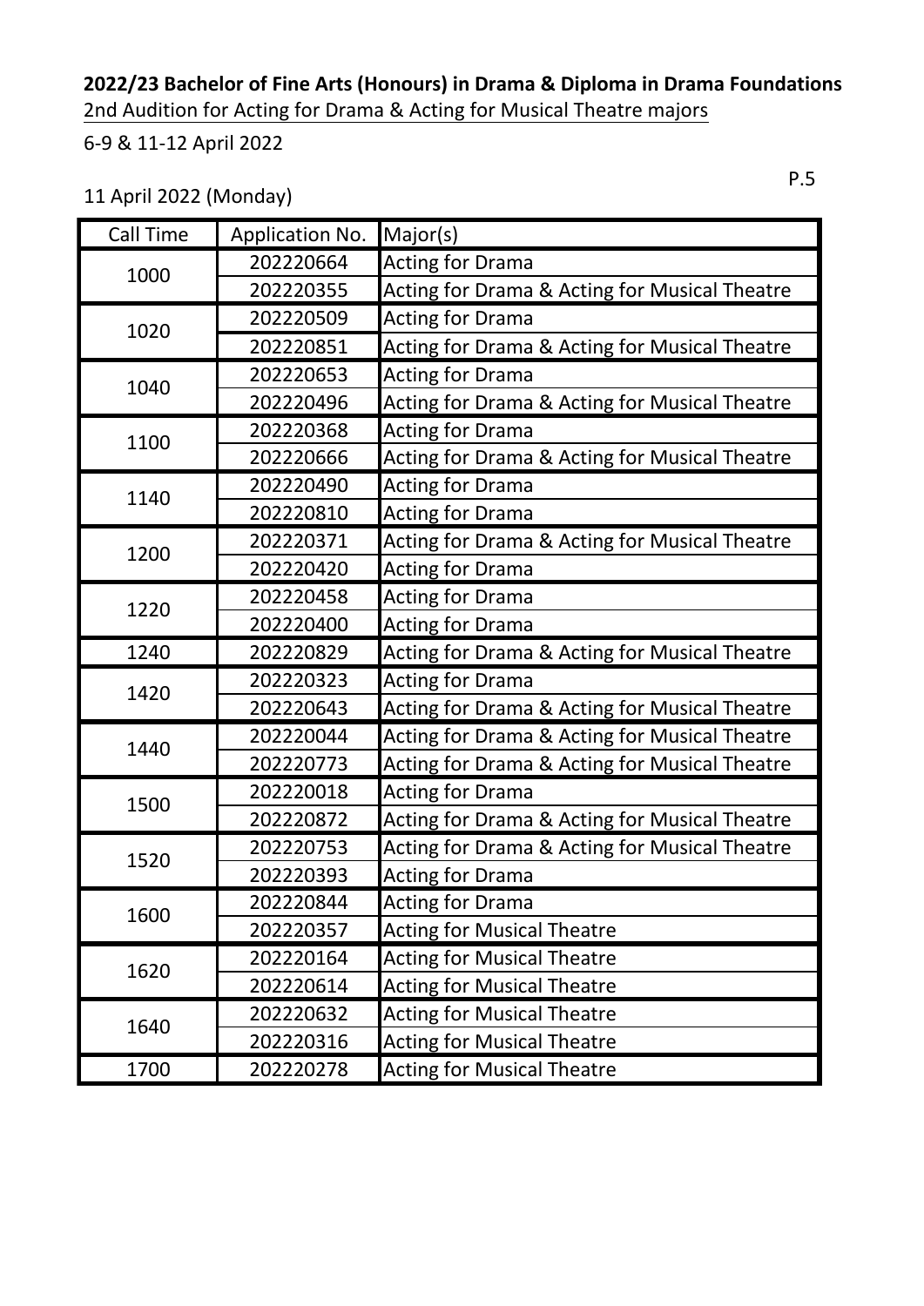**2022/23 Bachelor of Fine Arts (Honours) in Drama & Diploma in Drama Foundations**

2nd Audition for Acting for Drama & Acting for Musical Theatre majors

6-9 & 11-12 April 2022

11 April 2022 (Monday)

| Call Time | Application No. | Major(s) |
|---|---|---|
| 1000 | 202220664 | Acting for Drama |
| | 202220355 | Acting for Drama & Acting for Musical Theatre |
| 1020 | 202220509 | Acting for Drama |
| | 202220851 | Acting for Drama & Acting for Musical Theatre |
| 1040 | 202220653 | Acting for Drama |
| | 202220496 | Acting for Drama & Acting for Musical Theatre |
| 1100 | 202220368 | Acting for Drama |
| | 202220666 | Acting for Drama & Acting for Musical Theatre |
| 1140 | 202220490 | Acting for Drama |
| | 202220810 | Acting for Drama |
| 1200 | 202220371 | Acting for Drama & Acting for Musical Theatre |
| | 202220420 | Acting for Drama |
| 1220 | 202220458 | Acting for Drama |
| | 202220400 | Acting for Drama |
| 1240 | 202220829 | Acting for Drama & Acting for Musical Theatre |
| 1420 | 202220323 | Acting for Drama |
| | 202220643 | Acting for Drama & Acting for Musical Theatre |
| 1440 | 202220044 | Acting for Drama & Acting for Musical Theatre |
| | 202220773 | Acting for Drama & Acting for Musical Theatre |
| 1500 | 202220018 | Acting for Drama |
| | 202220872 | Acting for Drama & Acting for Musical Theatre |
| 1520 | 202220753 | Acting for Drama & Acting for Musical Theatre |
| | 202220393 | Acting for Drama |
| 1600 | 202220844 | Acting for Drama |
| | 202220357 | Acting for Musical Theatre |
| 1620 | 202220164 | Acting for Musical Theatre |
| | 202220614 | Acting for Musical Theatre |
| 1640 | 202220632 | Acting for Musical Theatre |
| | 202220316 | Acting for Musical Theatre |
| 1700 | 202220278 | Acting for Musical Theatre |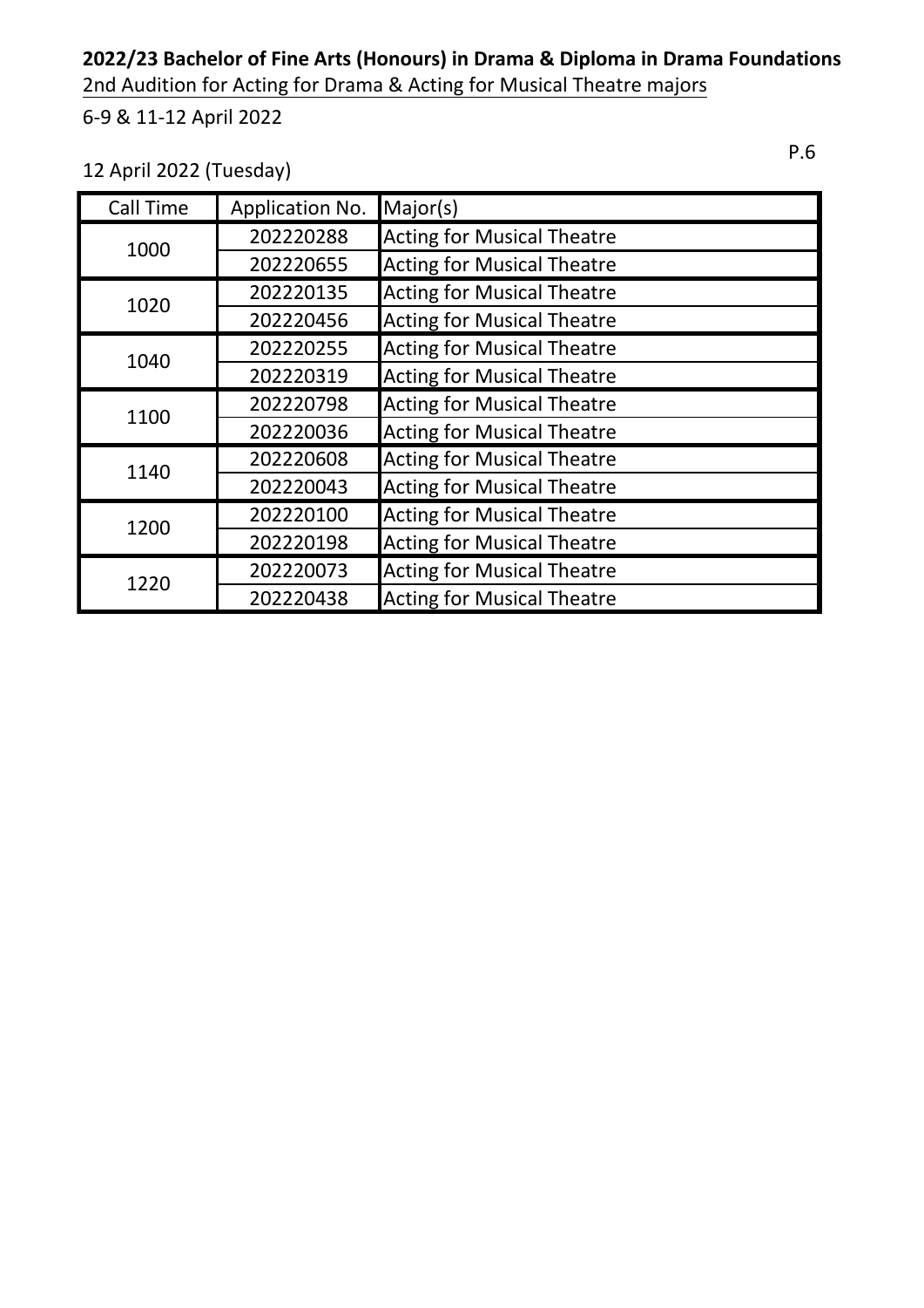**2022/23 Bachelor of Fine Arts (Honours) in Drama & Diploma in Drama Foundations**

2nd Audition for Acting for Drama & Acting for Musical Theatre majors

6-9 & 11-12 April 2022

12 April 2022 (Tuesday)

| Call Time | Application No. | Major(s) |
|---|---|---|
| 1000 | 202220288 | Acting for Musical Theatre |
| | 202220655 | Acting for Musical Theatre |
| 1020 | 202220135 | Acting for Musical Theatre |
| | 202220456 | Acting for Musical Theatre |
| 1040 | 202220255 | Acting for Musical Theatre |
| | 202220319 | Acting for Musical Theatre |
| 1100 | 202220798 | Acting for Musical Theatre |
| | 202220036 | Acting for Musical Theatre |
| 1140 | 202220608 | Acting for Musical Theatre |
| | 202220043 | Acting for Musical Theatre |
| 1200 | 202220100 | Acting for Musical Theatre |
| | 202220198 | Acting for Musical Theatre |
| 1220 | 202220073 | Acting for Musical Theatre |
| | 202220438 | Acting for Musical Theatre |